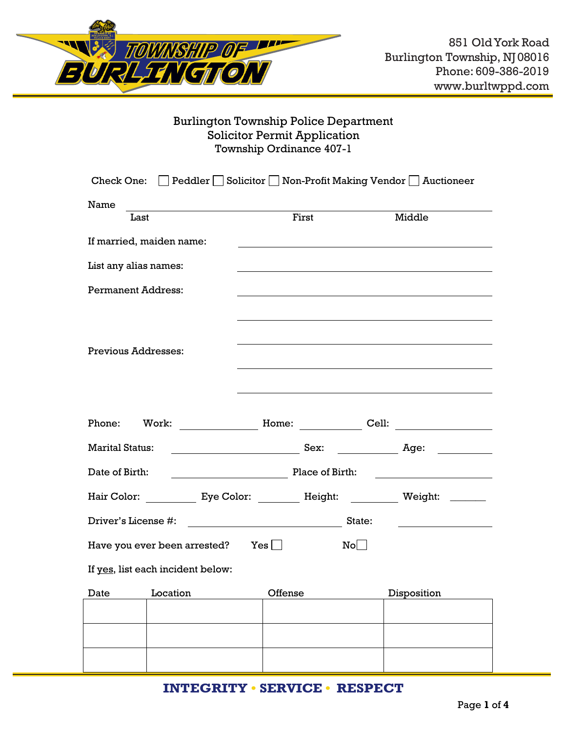TOWNSHIP OF BURLINGTON

851 Old York Road
Burlington Township, NJ 08016
Phone: 609-386-2019
www.burltwppd.com

# Burlington Township Police Department
## Solicitor Permit Application
### Township Ordinance 407-1

Check One: ☐ Peddler ☐ Solicitor ☐ Non-Profit Making Vendor ☐ Auctioneer

Name ____________________________________________
Last                    First                    Middle

If married, maiden name: ______________________

List any alias names: ______________________

Permanent Address: ______________________

______________________

______________________

Previous Addresses: ______________________

______________________

Phone: Work: __________ Home: __________ Cell: __________

Marital Status: __________ Sex: __________ Age: __________

Date of Birth: __________ Place of Birth: __________

Hair Color: __________ Eye Color: __________ Height: __________ Weight: __________

Driver's License #: ______________________ State: __________

Have you ever been arrested? Yes ☐ No ☐

If yes, list each incident below:

| Date | Location | Offense | Disposition |
| --- | --- | --- | --- |
| | | | |
| | | | |
| | | | |

**INTEGRITY • SERVICE • RESPECT**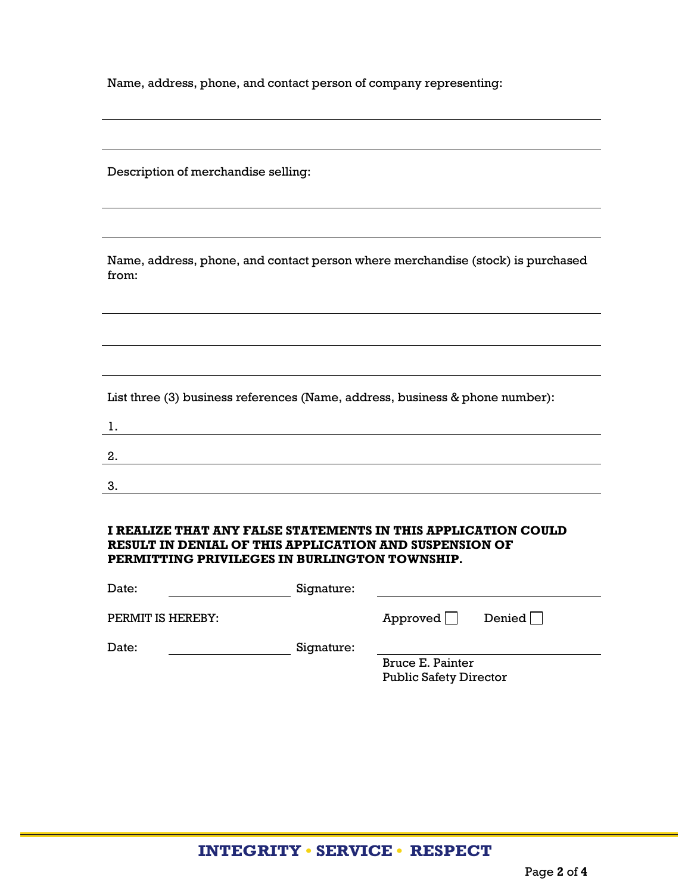Name, address, phone, and contact person of company representing:

______________________________________________________________________

______________________________________________________________________

Description of merchandise selling:

______________________________________________________________________

______________________________________________________________________

Name, address, phone, and contact person where merchandise (stock) is purchased from:

______________________________________________________________________

______________________________________________________________________

______________________________________________________________________

List three (3) business references (Name, address, business & phone number):

1. ____________________________________________________________________

2. ____________________________________________________________________

3. ____________________________________________________________________

**I REALIZE THAT ANY FALSE STATEMENTS IN THIS APPLICATION COULD RESULT IN DENIAL OF THIS APPLICATION AND SUSPENSION OF PERMITTING PRIVILEGES IN BURLINGTON TOWNSHIP.**

Date: ________________ Signature: ______________________________

PERMIT IS HEREBY: Approved ☐ Denied ☐

Date: ________________ Signature: ______________________________

Bruce E. Painter
Public Safety Director

**INTEGRITY • SERVICE • RESPECT**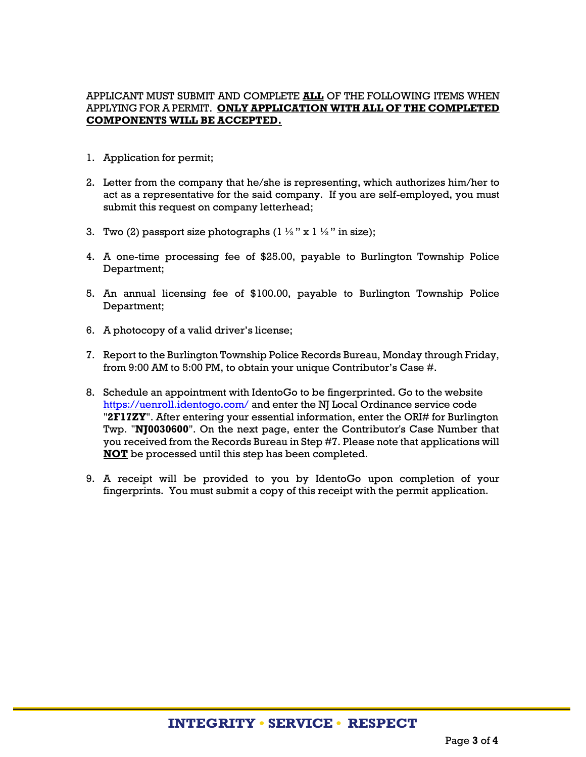APPLICANT MUST SUBMIT AND COMPLETE **ALL** OF THE FOLLOWING ITEMS WHEN APPLYING FOR A PERMIT. **ONLY APPLICATION WITH ALL OF THE COMPLETED COMPONENTS WILL BE ACCEPTED.**

1. Application for permit;

2. Letter from the company that he/she is representing, which authorizes him/her to act as a representative for the said company. If you are self-employed, you must submit this request on company letterhead;

3. Two (2) passport size photographs (1 ½" x 1 ½" in size);

4. A one-time processing fee of $25.00, payable to Burlington Township Police Department;

5. An annual licensing fee of $100.00, payable to Burlington Township Police Department;

6. A photocopy of a valid driver's license;

7. Report to the Burlington Township Police Records Bureau, Monday through Friday, from 9:00 AM to 5:00 PM, to obtain your unique Contributor's Case #.

8. Schedule an appointment with IdentoGo to be fingerprinted. Go to the website https://uenroll.identogo.com/ and enter the NJ Local Ordinance service code "**2F17ZY**". After entering your essential information, enter the ORI# for Burlington Twp. "**NJ0030600**". On the next page, enter the Contributor's Case Number that you received from the Records Bureau in Step #7. Please note that applications will **NOT** be processed until this step has been completed.

9. A receipt will be provided to you by IdentoGo upon completion of your fingerprints. You must submit a copy of this receipt with the permit application.

**INTEGRITY • SERVICE • RESPECT**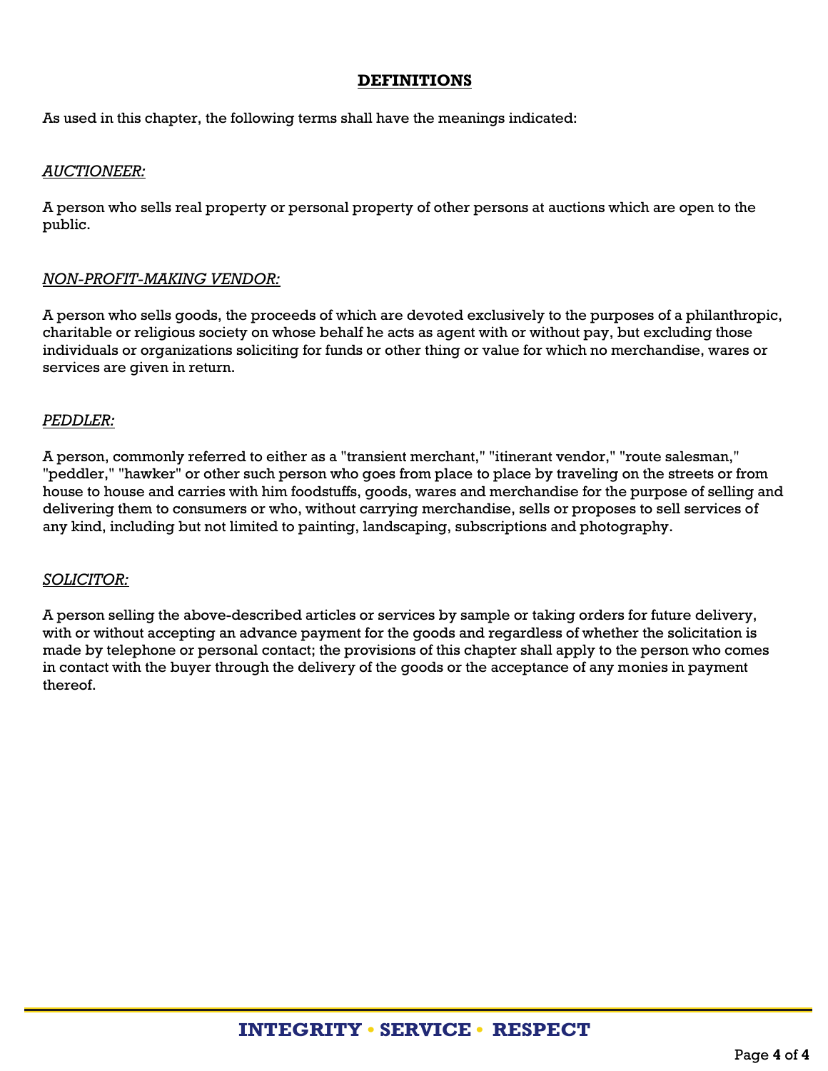## DEFINITIONS

As used in this chapter, the following terms shall have the meanings indicated:

*AUCTIONEER:*

A person who sells real property or personal property of other persons at auctions which are open to the public.

*NON-PROFIT-MAKING VENDOR:*

A person who sells goods, the proceeds of which are devoted exclusively to the purposes of a philanthropic, charitable or religious society on whose behalf he acts as agent with or without pay, but excluding those individuals or organizations soliciting for funds or other thing or value for which no merchandise, wares or services are given in return.

*PEDDLER:*

A person, commonly referred to either as a "transient merchant," "itinerant vendor," "route salesman," "peddler," "hawker" or other such person who goes from place to place by traveling on the streets or from house to house and carries with him foodstuffs, goods, wares and merchandise for the purpose of selling and delivering them to consumers or who, without carrying merchandise, sells or proposes to sell services of any kind, including but not limited to painting, landscaping, subscriptions and photography.

*SOLICITOR:*

A person selling the above-described articles or services by sample or taking orders for future delivery, with or without accepting an advance payment for the goods and regardless of whether the solicitation is made by telephone or personal contact; the provisions of this chapter shall apply to the person who comes in contact with the buyer through the delivery of the goods or the acceptance of any monies in payment thereof.